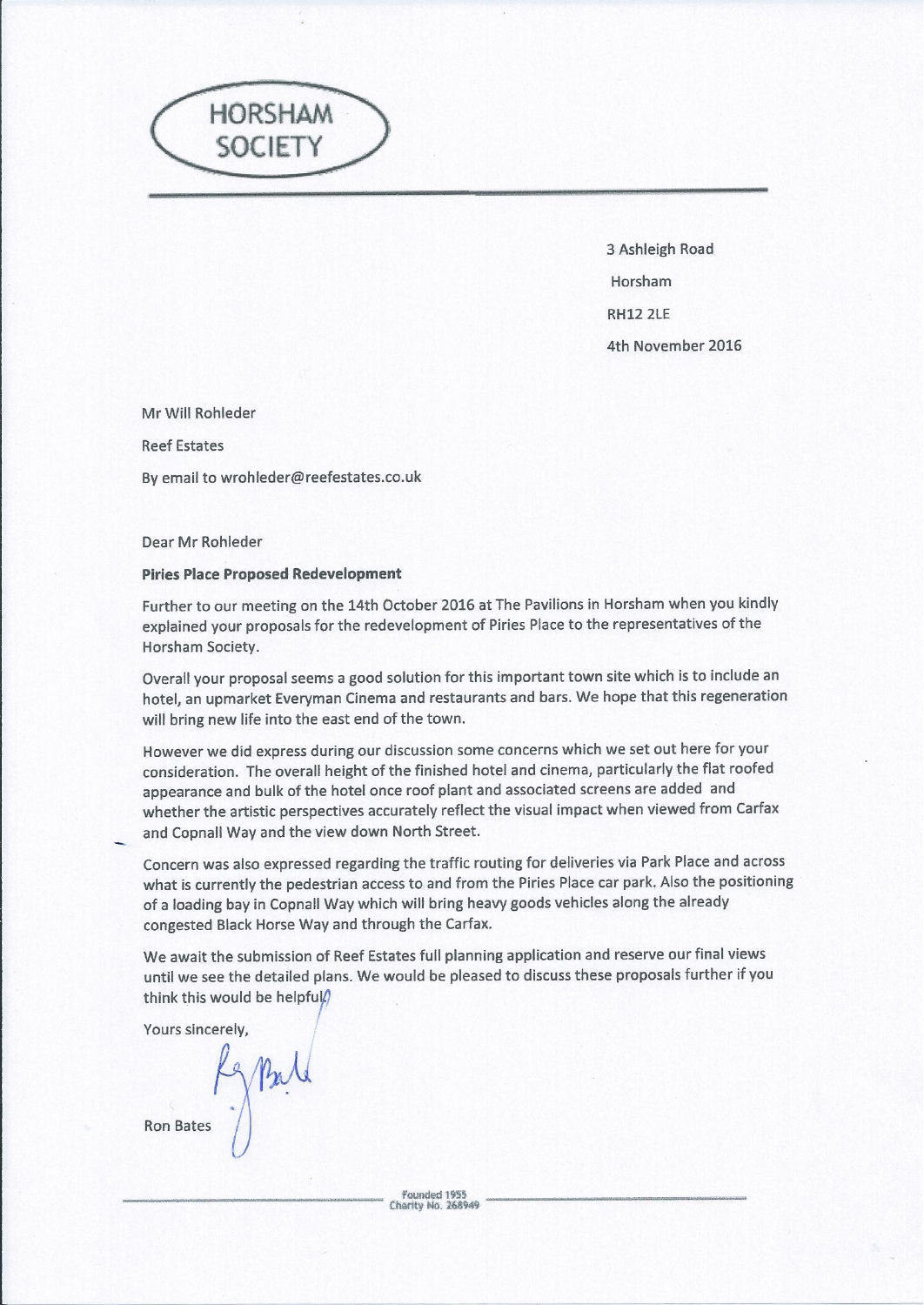HORSHAM SOCIETY

3 Ashleigh Road

Horsham

RH12 2LE

4th November 2016

Mr Will Rohleder

Reef Estates

By email to wrohleder@reefestates.co.uk

Dear Mr Rohleder

**Piries Place Proposed Redevelopment**

Further to our meeting on the 14th October 2016 at The Pavilions in Horsham when you kindly explained your proposals for the redevelopment of Piries Place to the representatives of the Horsham Society.

Overall your proposal seems a good solution for this important town site which is to include an hotel, an upmarket Everyman Cinema and restaurants and bars. We hope that this regeneration will bring new life into the east end of the town.

However we did express during our discussion some concerns which we set out here for your consideration. The overall height of the finished hotel and cinema, particularly the flat roofed appearance and bulk of the hotel once roof plant and associated screens are added and whether the artistic perspectives accurately reflect the visual impact when viewed from Carfax and Copnall Way and the view down North Street.

Concern was also expressed regarding the traffic routing for deliveries via Park Place and across what is currently the pedestrian access to and from the Piries Place car park. Also the positioning of a loading bay in Copnall Way which will bring heavy goods vehicles along the already congested Black Horse Way and through the Carfax.

We await the submission of Reef Estates full planning application and reserve our final views until we see the detailed plans. We would be pleased to discuss these proposals further if you think this would be helpful.

Yours sincerely,

Ron Bates

Founded 1955
Charity No. 268949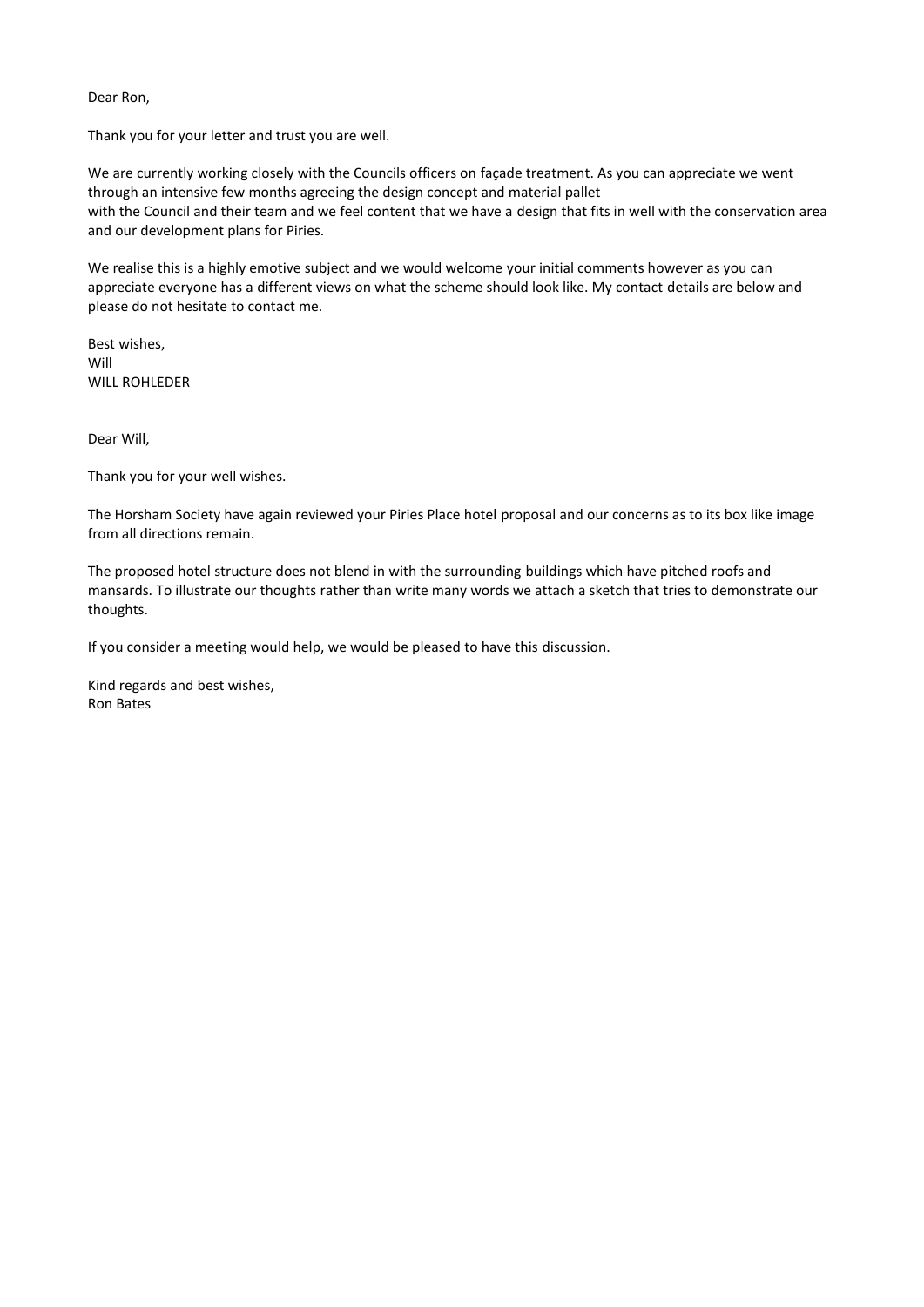Dear Ron,

Thank you for your letter and trust you are well.

We are currently working closely with the Councils officers on façade treatment. As you can appreciate we went through an intensive few months agreeing the design concept and material pallet
with the Council and their team and we feel content that we have a design that fits in well with the conservation area and our development plans for Piries.

We realise this is a highly emotive subject and we would welcome your initial comments however as you can appreciate everyone has a different views on what the scheme should look like. My contact details are below and please do not hesitate to contact me.

Best wishes,
Will
WILL ROHLEDER

Dear Will,

Thank you for your well wishes.

The Horsham Society have again reviewed your Piries Place hotel proposal and our concerns as to its box like image from all directions remain.

The proposed hotel structure does not blend in with the surrounding buildings which have pitched roofs and mansards. To illustrate our thoughts rather than write many words we attach a sketch that tries to demonstrate our thoughts.

If you consider a meeting would help, we would be pleased to have this discussion.

Kind regards and best wishes,
Ron Bates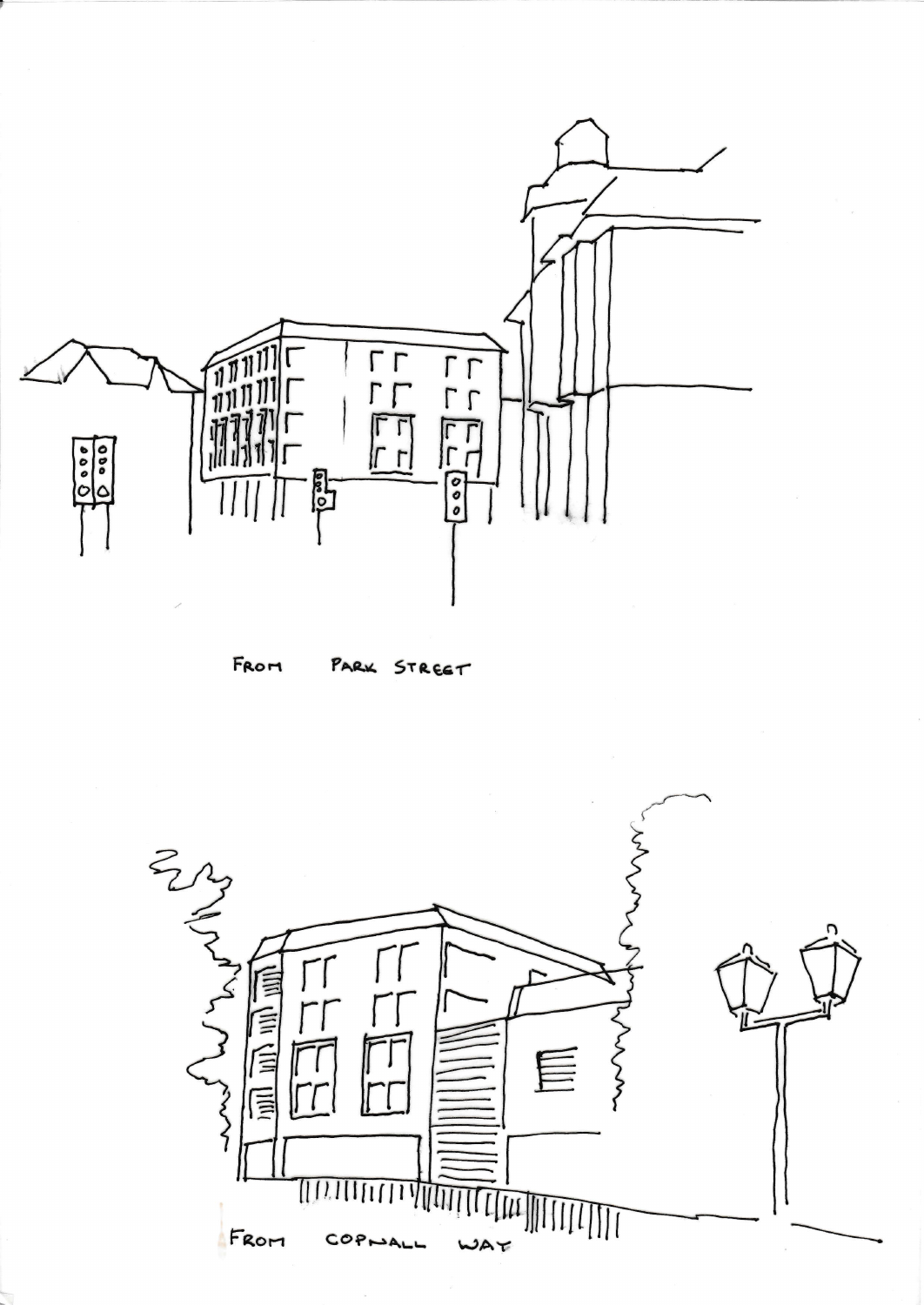FROM PARK STREET

FROM COPNALL WAY